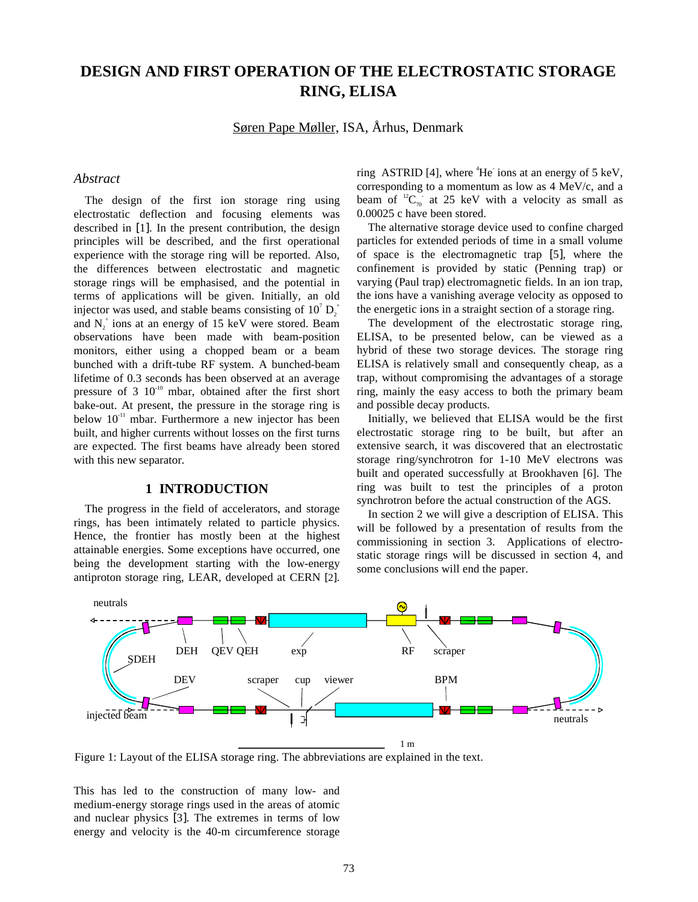# DESIGN AND FIRST OPERATION OF THE ELECTROSTATIC STORAGE RING, ELISA

Søren Pape Møller, ISA, Århus, Denmark

### *Abstract*

The design of the first ion storage ring using electrostatic deflection and focusing elements was described in [1]. In the present contribution, the design principles will be described, and the first operational experience with the storage ring will be reported. Also, the differences between electrostatic and magnetic storage rings will be emphasised, and the potential in terms of applications will be given. Initially, an old injector was used, and stable beams consisting of $10^7$ $D_2^+$ and $N_2^+$ ions at an energy of 15 keV were stored. Beam observations have been made with beam-position monitors, either using a chopped beam or a beam bunched with a drift-tube RF system. A bunched-beam lifetime of 0.3 seconds has been observed at an average pressure of 3 $10^{-10}$ mbar, obtained after the first short bake-out. At present, the pressure in the storage ring is below $10^{-11}$ mbar. Furthermore a new injector has been built, and higher currents without losses on the first turns are expected. The first beams have already been stored with this new separator.

## 1 INTRODUCTION

The progress in the field of accelerators, and storage rings, has been intimately related to particle physics. Hence, the frontier has mostly been at the highest attainable energies. Some exceptions have occurred, one being the development starting with the low-energy antiproton storage ring, LEAR, developed at CERN [2]. This has led to the construction of many low- and medium-energy storage rings used in the areas of atomic and nuclear physics [3]. The extremes in terms of low energy and velocity is the 40-m circumference storage ring ASTRID [4], where $^4He^-$ ions at an energy of 5 keV, corresponding to a momentum as low as 4 MeV/c, and a beam of $^{12}C_{70}^-$ at 25 keV with a velocity as small as 0.00025 c have been stored.

The alternative storage device used to confine charged particles for extended periods of time in a small volume of space is the electromagnetic trap [5], where the confinement is provided by static (Penning trap) or varying (Paul trap) electromagnetic fields. In an ion trap, the ions have a vanishing average velocity as opposed to the energetic ions in a straight section of a storage ring.

The development of the electrostatic storage ring, ELISA, to be presented below, can be viewed as a hybrid of these two storage devices. The storage ring ELISA is relatively small and consequently cheap, as a trap, without compromising the advantages of a storage ring, mainly the easy access to both the primary beam and possible decay products.

Initially, we believed that ELISA would be the first electrostatic storage ring to be built, but after an extensive search, it was discovered that an electrostatic storage ring/synchrotron for 1-10 MeV electrons was built and operated successfully at Brookhaven [6]. The ring was built to test the principles of a proton synchrotron before the actual construction of the AGS.

In section 2 we will give a description of ELISA. This will be followed by a presentation of results from the commissioning in section 3. Applications of electrostatic storage rings will be discussed in section 4, and some conclusions will end the paper.

Figure 1: Layout of the ELISA storage ring. The abbreviations are explained in the text.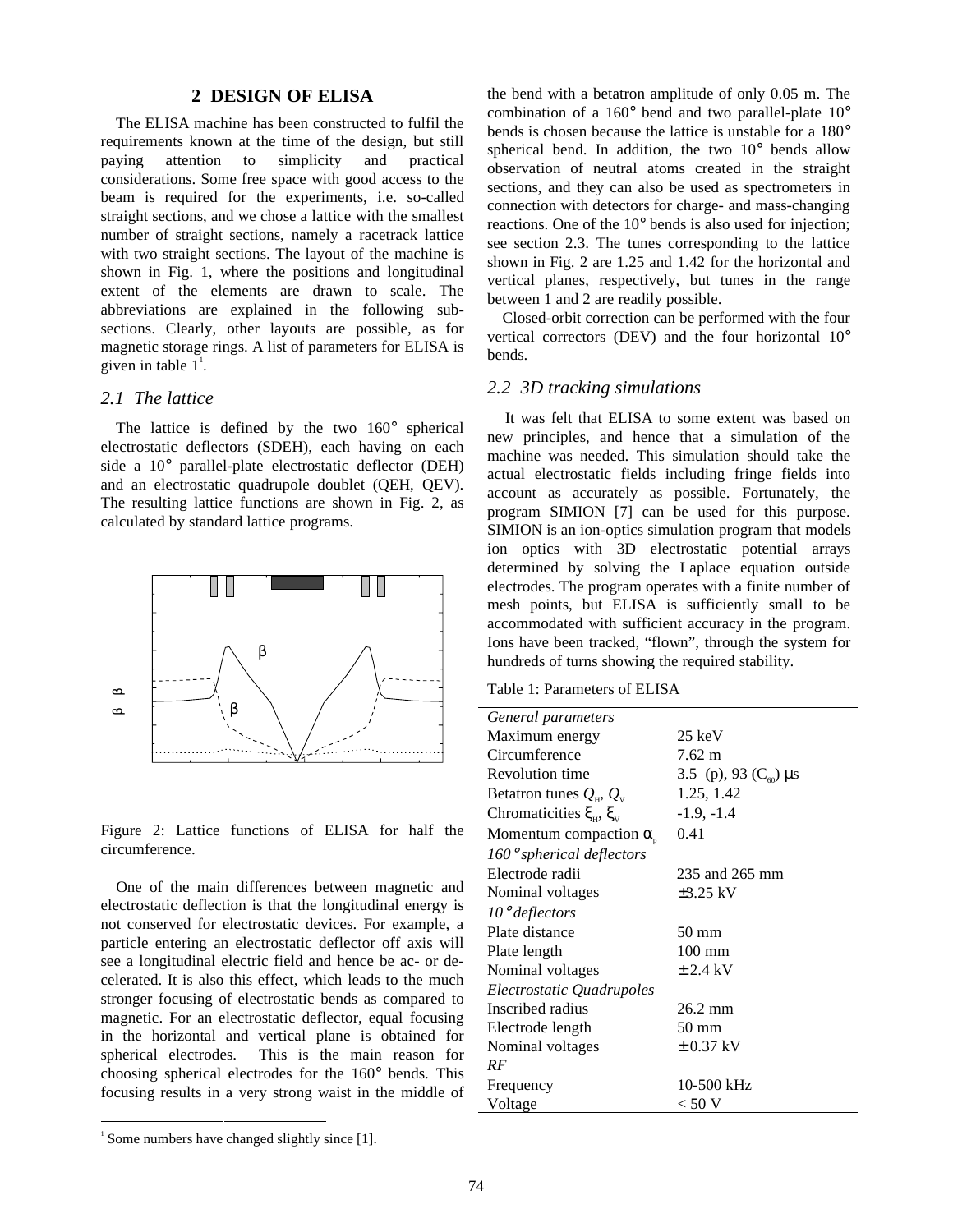## 2 DESIGN OF ELISA

The ELISA machine has been constructed to fulfil the requirements known at the time of the design, but still paying attention to simplicity and practical considerations. Some free space with good access to the beam is required for the experiments, i.e. so-called straight sections, and we chose a lattice with the smallest number of straight sections, namely a racetrack lattice with two straight sections. The layout of the machine is shown in Fig. 1, where the positions and longitudinal extent of the elements are drawn to scale. The abbreviations are explained in the following sub-sections. Clearly, other layouts are possible, as for magnetic storage rings. A list of parameters for ELISA is given in table 1[1].

### 2.1 The lattice

The lattice is defined by the two 160° spherical electrostatic deflectors (SDEH), each having on each side a 10° parallel-plate electrostatic deflector (DEH) and an electrostatic quadrupole doublet (QEH, QEV). The resulting lattice functions are shown in Fig. 2, as calculated by standard lattice programs.

Figure 2: Lattice functions of ELISA for half the circumference.

One of the main differences between magnetic and electrostatic deflection is that the longitudinal energy is not conserved for electrostatic devices. For example, a particle entering an electrostatic deflector off axis will see a longitudinal electric field and hence be ac- or de-celerated. It is also this effect, which leads to the much stronger focusing of electrostatic bends as compared to magnetic. For an electrostatic deflector, equal focusing in the horizontal and vertical plane is obtained for spherical electrodes. This is the main reason for choosing spherical electrodes for the 160° bends. This focusing results in a very strong waist in the middle of the bend with a betatron amplitude of only 0.05 m. The combination of a 160° bend and two parallel-plate 10° bends is chosen because the lattice is unstable for a 180° spherical bend. In addition, the two 10° bends allow observation of neutral atoms created in the straight sections, and they can also be used as spectrometers in connection with detectors for charge- and mass-changing reactions. One of the 10° bends is also used for injection; see section 2.3. The tunes corresponding to the lattice shown in Fig. 2 are 1.25 and 1.42 for the horizontal and vertical planes, respectively, but tunes in the range between 1 and 2 are readily possible.

Closed-orbit correction can be performed with the four vertical correctors (DEV) and the four horizontal 10° bends.

### 2.2 3D tracking simulations

It was felt that ELISA to some extent was based on new principles, and hence that a simulation of the machine was needed. This simulation should take the actual electrostatic fields including fringe fields into account as accurately as possible. Fortunately, the program SIMION [7] can be used for this purpose. SIMION is an ion-optics simulation program that models ion optics with 3D electrostatic potential arrays determined by solving the Laplace equation outside electrodes. The program operates with a finite number of mesh points, but ELISA is sufficiently small to be accommodated with sufficient accuracy in the program. Ions have been tracked, "flown", through the system for hundreds of turns showing the required stability.

Table 1: Parameters of ELISA

| | |
|---|---|
| *General parameters* | |
| Maximum energy | 25 keV |
| Circumference | 7.62 m |
| Revolution time | 3.5 (p), 93 ($C_{60}$) μs |
| Betatron tunes $Q_H$, $Q_V$ | 1.25, 1.42 |
| Chromaticities $\xi_H$, $\xi_V$ | -1.9, -1.4 |
| Momentum compaction $\alpha_p$ | 0.41 |
| *160° spherical deflectors* | |
| Electrode radii | 235 and 265 mm |
| Nominal voltages | ±3.25 kV |
| *10° deflectors* | |
| Plate distance | 50 mm |
| Plate length | 100 mm |
| Nominal voltages | ± 2.4 kV |
| *Electrostatic Quadrupoles* | |
| Inscribed radius | 26.2 mm |
| Electrode length | 50 mm |
| Nominal voltages | ± 0.37 kV |
| *RF* | |
| Frequency | 10-500 kHz |
| Voltage | < 50 V |

[1] Some numbers have changed slightly since [1].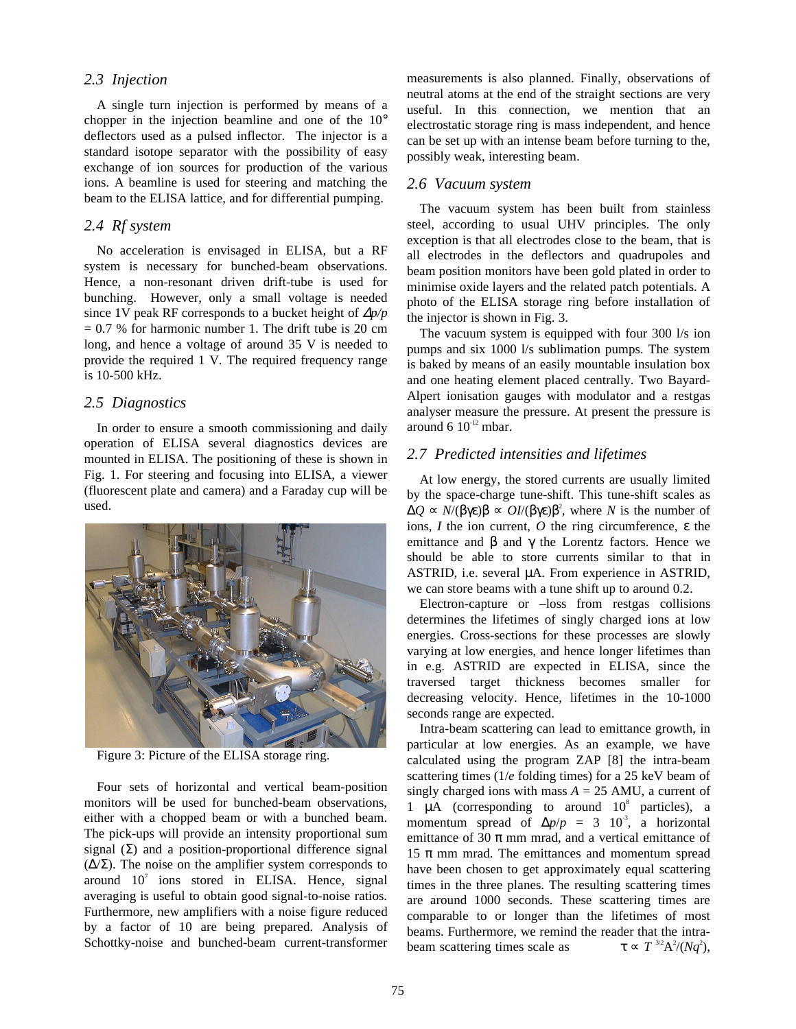### 2.3 Injection

A single turn injection is performed by means of a chopper in the injection beamline and one of the 10° deflectors used as a pulsed inflector. The injector is a standard isotope separator with the possibility of easy exchange of ion sources for production of the various ions. A beamline is used for steering and matching the beam to the ELISA lattice, and for differential pumping.

### 2.4 Rf system

No acceleration is envisaged in ELISA, but a RF system is necessary for bunched-beam observations. Hence, a non-resonant driven drift-tube is used for bunching. However, only a small voltage is needed since 1V peak RF corresponds to a bucket height of $\Delta p/p$ = 0.7 % for harmonic number 1. The drift tube is 20 cm long, and hence a voltage of around 35 V is needed to provide the required 1 V. The required frequency range is 10-500 kHz.

### 2.5 Diagnostics

In order to ensure a smooth commissioning and daily operation of ELISA several diagnostics devices are mounted in ELISA. The positioning of these is shown in Fig. 1. For steering and focusing into ELISA, a viewer (fluorescent plate and camera) and a Faraday cup will be used.

Figure 3: Picture of the ELISA storage ring.

Four sets of horizontal and vertical beam-position monitors will be used for bunched-beam observations, either with a chopped beam or with a bunched beam. The pick-ups will provide an intensity proportional sum signal ($\Sigma$) and a position-proportional difference signal ($\Delta/\Sigma$). The noise on the amplifier system corresponds to around $10^7$ ions stored in ELISA. Hence, signal averaging is useful to obtain good signal-to-noise ratios. Furthermore, new amplifiers with a noise figure reduced by a factor of 10 are being prepared. Analysis of Schottky-noise and bunched-beam current-transformer measurements is also planned. Finally, observations of neutral atoms at the end of the straight sections are very useful. In this connection, we mention that an electrostatic storage ring is mass independent, and hence can be set up with an intense beam before turning to the, possibly weak, interesting beam.

### 2.6 Vacuum system

The vacuum system has been built from stainless steel, according to usual UHV principles. The only exception is that all electrodes close to the beam, that is all electrodes in the deflectors and quadrupoles and beam position monitors have been gold plated in order to minimise oxide layers and the related patch potentials. A photo of the ELISA storage ring before installation of the injector is shown in Fig. 3.

The vacuum system is equipped with four 300 l/s ion pumps and six 1000 l/s sublimation pumps. The system is baked by means of an easily mountable insulation box and one heating element placed centrally. Two Bayard-Alpert ionisation gauges with modulator and a restgas analyser measure the pressure. At present the pressure is around 6 $10^{-12}$ mbar.

### 2.7 Predicted intensities and lifetimes

At low energy, the stored currents are usually limited by the space-charge tune-shift. This tune-shift scales as $\Delta Q \propto N/(\beta\gamma\varepsilon)\beta \propto OI/(\beta\gamma\varepsilon)\beta^2$, where $N$ is the number of ions, $I$ the ion current, $O$ the ring circumference, $\varepsilon$ the emittance and $\beta$ and $\gamma$ the Lorentz factors. Hence we should be able to store currents similar to that in ASTRID, i.e. several μA. From experience in ASTRID, we can store beams with a tune shift up to around 0.2.

Electron-capture or –loss from restgas collisions determines the lifetimes of singly charged ions at low energies. Cross-sections for these processes are slowly varying at low energies, and hence longer lifetimes than in e.g. ASTRID are expected in ELISA, since the traversed target thickness becomes smaller for decreasing velocity. Hence, lifetimes in the 10-1000 seconds range are expected.

Intra-beam scattering can lead to emittance growth, in particular at low energies. As an example, we have calculated using the program ZAP [8] the intra-beam scattering times (1/*e* folding times) for a 25 keV beam of singly charged ions with mass $A$ = 25 AMU, a current of 1 μA (corresponding to around $10^8$ particles), a momentum spread of $\Delta p/p$ = 3 $10^{-3}$, a horizontal emittance of 30 π mm mrad, and a vertical emittance of 15 π mm mrad. The emittances and momentum spread have been chosen to get approximately equal scattering times in the three planes. The resulting scattering times are around 1000 seconds. These scattering times are comparable to or longer than the lifetimes of most beams. Furthermore, we remind the reader that the intra-beam scattering times scale as $\tau \propto T^{3/2}A^2/(Nq^2)$,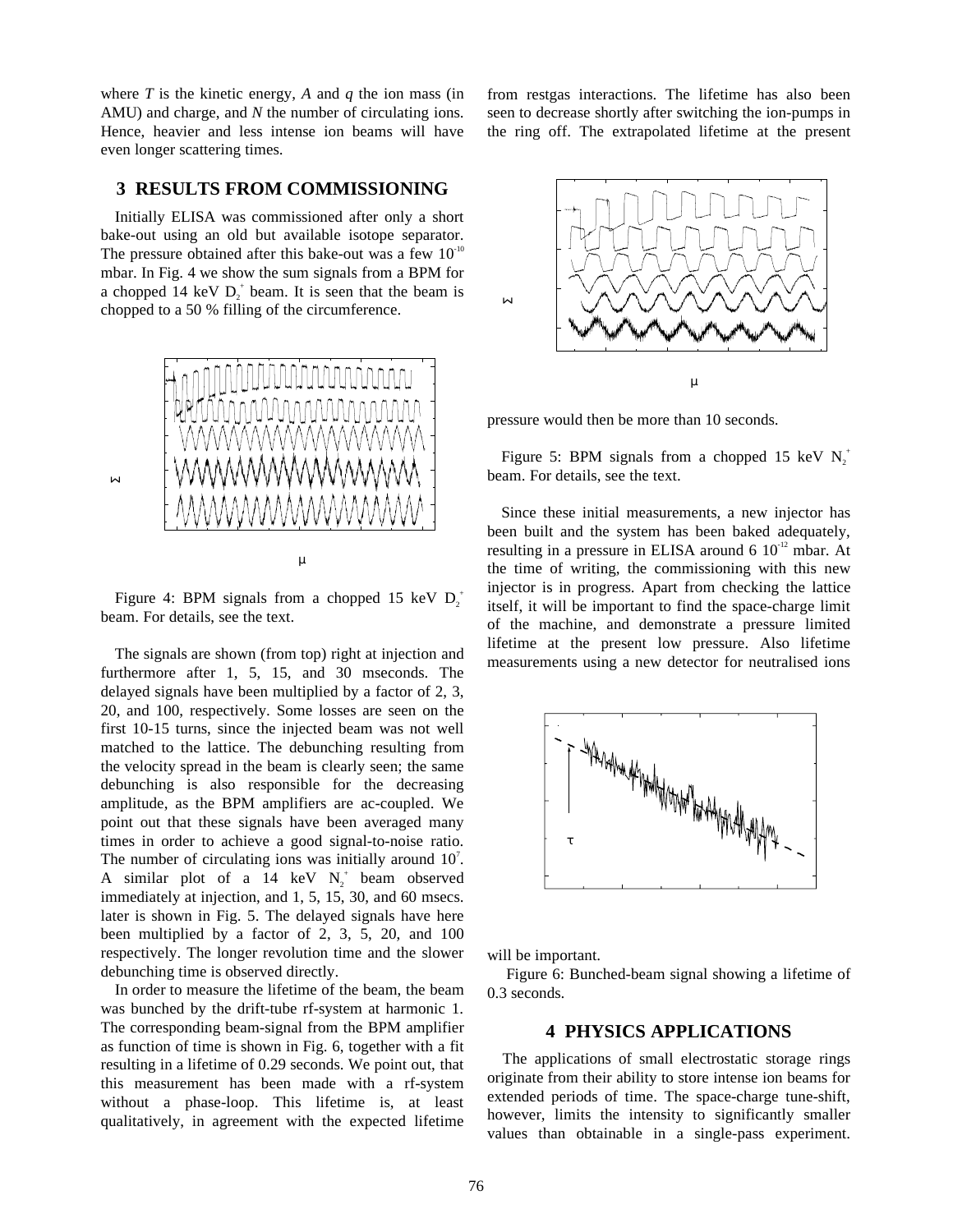where *T* is the kinetic energy, *A* and *q* the ion mass (in AMU) and charge, and *N* the number of circulating ions. Hence, heavier and less intense ion beams will have even longer scattering times.

## 3 RESULTS FROM COMMISSIONING

Initially ELISA was commissioned after only a short bake-out using an old but available isotope separator. The pressure obtained after this bake-out was a few $10^{-10}$ mbar. In Fig. 4 we show the sum signals from a BPM for a chopped 14 keV $D_2^+$ beam. It is seen that the beam is chopped to a 50 % filling of the circumference.

Figure 4: BPM signals from a chopped 15 keV $D_2^+$ beam. For details, see the text.

The signals are shown (from top) right at injection and furthermore after 1, 5, 15, and 30 mseconds. The delayed signals have been multiplied by a factor of 2, 3, 20, and 100, respectively. Some losses are seen on the first 10-15 turns, since the injected beam was not well matched to the lattice. The debunching resulting from the velocity spread in the beam is clearly seen; the same debunching is also responsible for the decreasing amplitude, as the BPM amplifiers are ac-coupled. We point out that these signals have been averaged many times in order to achieve a good signal-to-noise ratio. The number of circulating ions was initially around $10^7$. A similar plot of a 14 keV $N_2^+$ beam observed immediately at injection, and 1, 5, 15, 30, and 60 msecs. later is shown in Fig. 5. The delayed signals have here been multiplied by a factor of 2, 3, 5, 20, and 100 respectively. The longer revolution time and the slower debunching time is observed directly.

In order to measure the lifetime of the beam, the beam was bunched by the drift-tube rf-system at harmonic 1. The corresponding beam-signal from the BPM amplifier as function of time is shown in Fig. 6, together with a fit resulting in a lifetime of 0.29 seconds. We point out, that this measurement has been made with a rf-system without a phase-loop. This lifetime is, at least qualitatively, in agreement with the expected lifetime from restgas interactions. The lifetime has also been seen to decrease shortly after switching the ion-pumps in the ring off. The extrapolated lifetime at the present pressure would then be more than 10 seconds.

Figure 5: BPM signals from a chopped 15 keV $N_2^+$ beam. For details, see the text.

Since these initial measurements, a new injector has been built and the system has been baked adequately, resulting in a pressure in ELISA around 6 $10^{-12}$ mbar. At the time of writing, the commissioning with this new injector is in progress. Apart from checking the lattice itself, it will be important to find the space-charge limit of the machine, and demonstrate a pressure limited lifetime at the present low pressure. Also lifetime measurements using a new detector for neutralised ions will be important.

Figure 6: Bunched-beam signal showing a lifetime of 0.3 seconds.

## 4 PHYSICS APPLICATIONS

The applications of small electrostatic storage rings originate from their ability to store intense ion beams for extended periods of time. The space-charge tune-shift, however, limits the intensity to significantly smaller values than obtainable in a single-pass experiment.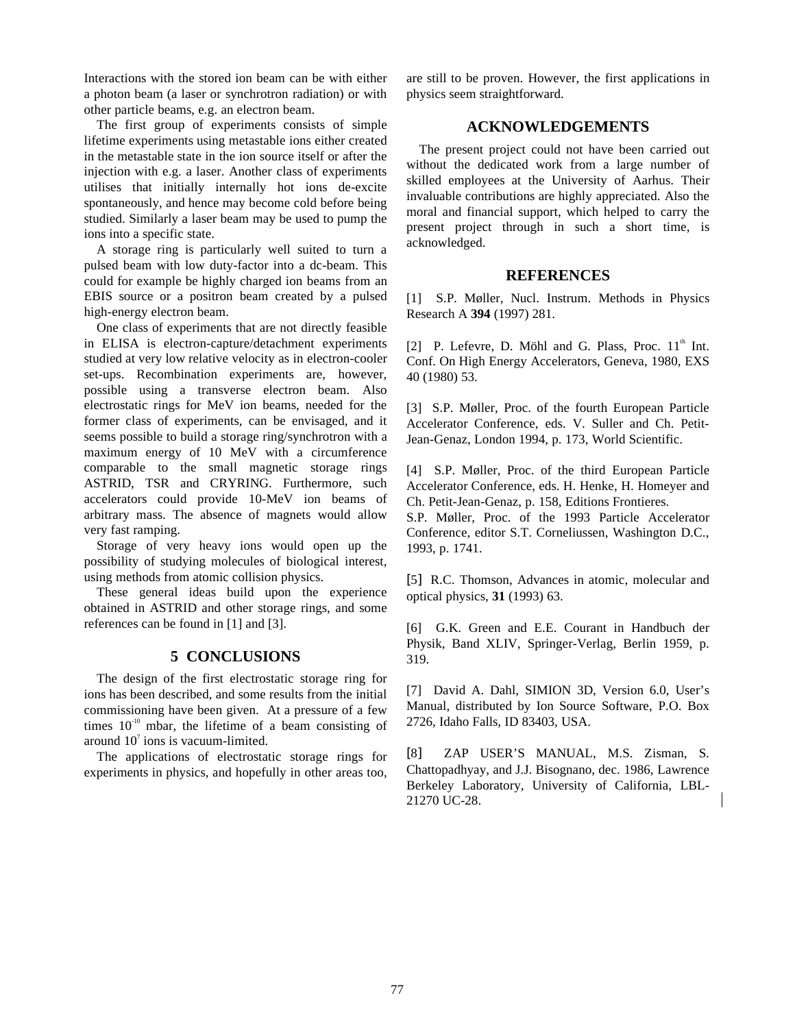Interactions with the stored ion beam can be with either a photon beam (a laser or synchrotron radiation) or with other particle beams, e.g. an electron beam.

The first group of experiments consists of simple lifetime experiments using metastable ions either created in the metastable state in the ion source itself or after the injection with e.g. a laser. Another class of experiments utilises that initially internally hot ions de-excite spontaneously, and hence may become cold before being studied. Similarly a laser beam may be used to pump the ions into a specific state.

A storage ring is particularly well suited to turn a pulsed beam with low duty-factor into a dc-beam. This could for example be highly charged ion beams from an EBIS source or a positron beam created by a pulsed high-energy electron beam.

One class of experiments that are not directly feasible in ELISA is electron-capture/detachment experiments studied at very low relative velocity as in electron-cooler set-ups. Recombination experiments are, however, possible using a transverse electron beam. Also electrostatic rings for MeV ion beams, needed for the former class of experiments, can be envisaged, and it seems possible to build a storage ring/synchrotron with a maximum energy of 10 MeV with a circumference comparable to the small magnetic storage rings ASTRID, TSR and CRYRING. Furthermore, such accelerators could provide 10-MeV ion beams of arbitrary mass. The absence of magnets would allow very fast ramping.

Storage of very heavy ions would open up the possibility of studying molecules of biological interest, using methods from atomic collision physics.

These general ideas build upon the experience obtained in ASTRID and other storage rings, and some references can be found in [1] and [3].

## 5 CONCLUSIONS

The design of the first electrostatic storage ring for ions has been described, and some results from the initial commissioning have been given. At a pressure of a few times $10^{-10}$ mbar, the lifetime of a beam consisting of around $10^{7}$ ions is vacuum-limited.

The applications of electrostatic storage rings for experiments in physics, and hopefully in other areas too, are still to be proven. However, the first applications in physics seem straightforward.

## ACKNOWLEDGEMENTS

The present project could not have been carried out without the dedicated work from a large number of skilled employees at the University of Aarhus. Their invaluable contributions are highly appreciated. Also the moral and financial support, which helped to carry the present project through in such a short time, is acknowledged.

## REFERENCES

[1] S.P. Møller, Nucl. Instrum. Methods in Physics Research A **394** (1997) 281.

[2] P. Lefevre, D. Möhl and G. Plass, Proc. 11th Int. Conf. On High Energy Accelerators, Geneva, 1980, EXS 40 (1980) 53.

[3] S.P. Møller, Proc. of the fourth European Particle Accelerator Conference, eds. V. Suller and Ch. Petit-Jean-Genaz, London 1994, p. 173, World Scientific.

[4] S.P. Møller, Proc. of the third European Particle Accelerator Conference, eds. H. Henke, H. Homeyer and Ch. Petit-Jean-Genaz, p. 158, Editions Frontieres.
S.P. Møller, Proc. of the 1993 Particle Accelerator Conference, editor S.T. Corneliussen, Washington D.C., 1993, p. 1741.

[5] R.C. Thomson, Advances in atomic, molecular and optical physics, **31** (1993) 63.

[6] G.K. Green and E.E. Courant in Handbuch der Physik, Band XLIV, Springer-Verlag, Berlin 1959, p. 319.

[7] David A. Dahl, SIMION 3D, Version 6.0, User's Manual, distributed by Ion Source Software, P.O. Box 2726, Idaho Falls, ID 83403, USA.

[8] ZAP USER'S MANUAL, M.S. Zisman, S. Chattopadhyay, and J.J. Bisognano, dec. 1986, Lawrence Berkeley Laboratory, University of California, LBL-21270 UC-28.